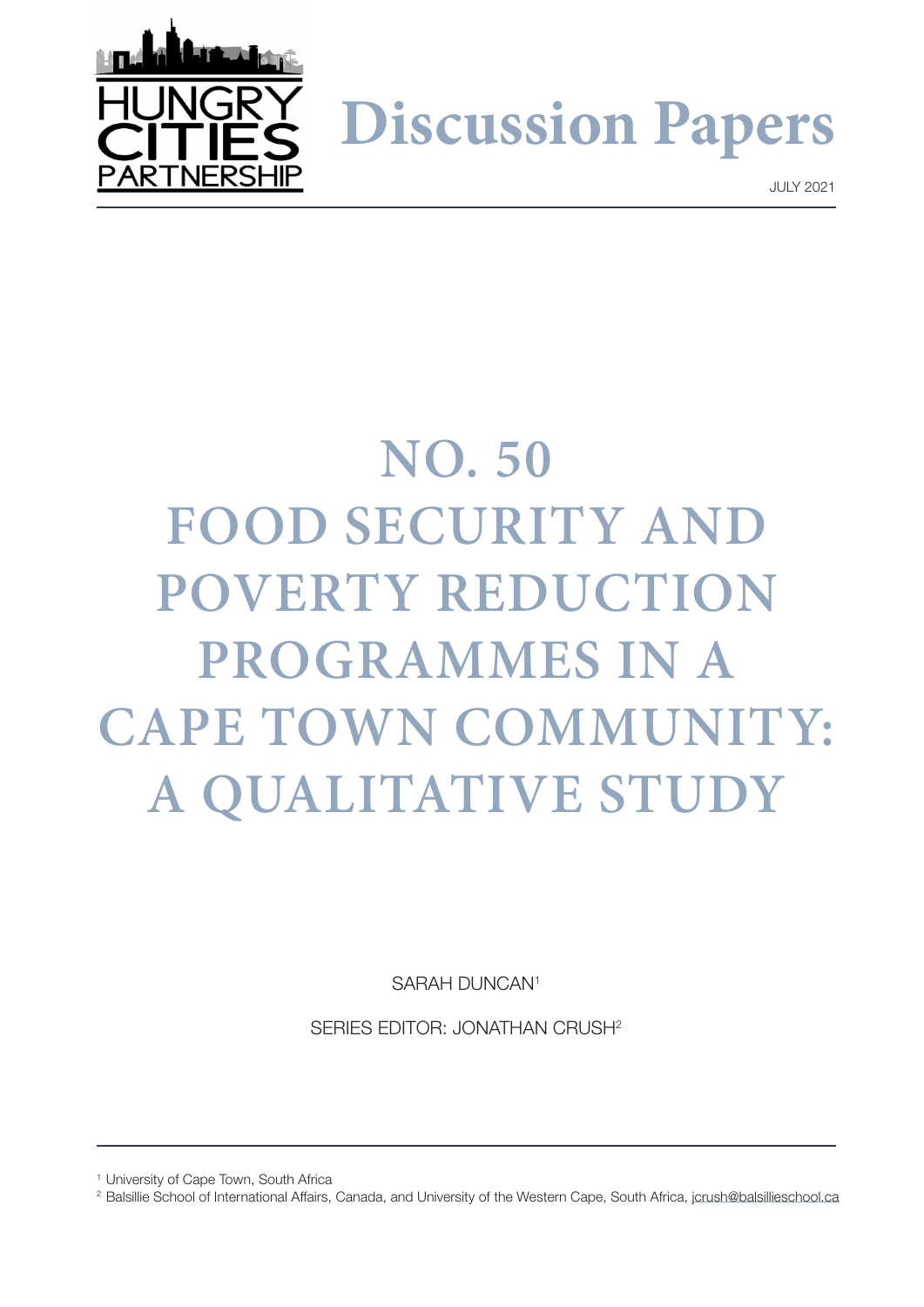HUNGRY CITIES PARTNERSHIP

# Discussion Papers

JULY 2021

# NO. 50 FOOD SECURITY AND POVERTY REDUCTION PROGRAMMES IN A CAPE TOWN COMMUNITY: A QUALITATIVE STUDY

SARAH DUNCAN[1]

SERIES EDITOR: JONATHAN CRUSH[2]

---

[1] University of Cape Town, South Africa

[2] Balsillie School of International Affairs, Canada, and University of the Western Cape, South Africa, jcrush@balsillieschool.ca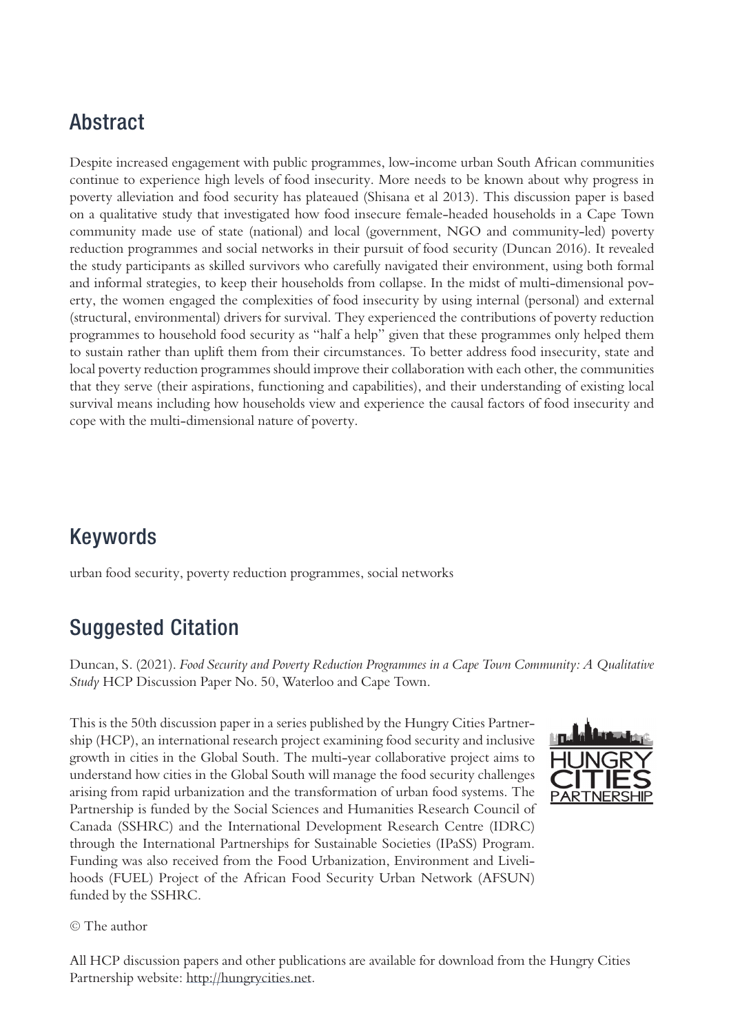## Abstract

Despite increased engagement with public programmes, low-income urban South African communities continue to experience high levels of food insecurity. More needs to be known about why progress in poverty alleviation and food security has plateaued (Shisana et al 2013). This discussion paper is based on a qualitative study that investigated how food insecure female-headed households in a Cape Town community made use of state (national) and local (government, NGO and community-led) poverty reduction programmes and social networks in their pursuit of food security (Duncan 2016). It revealed the study participants as skilled survivors who carefully navigated their environment, using both formal and informal strategies, to keep their households from collapse. In the midst of multi-dimensional poverty, the women engaged the complexities of food insecurity by using internal (personal) and external (structural, environmental) drivers for survival. They experienced the contributions of poverty reduction programmes to household food security as "half a help" given that these programmes only helped them to sustain rather than uplift them from their circumstances. To better address food insecurity, state and local poverty reduction programmes should improve their collaboration with each other, the communities that they serve (their aspirations, functioning and capabilities), and their understanding of existing local survival means including how households view and experience the causal factors of food insecurity and cope with the multi-dimensional nature of poverty.

## Keywords

urban food security, poverty reduction programmes, social networks

## Suggested Citation

Duncan, S. (2021). *Food Security and Poverty Reduction Programmes in a Cape Town Community: A Qualitative Study* HCP Discussion Paper No. 50, Waterloo and Cape Town.

This is the 50th discussion paper in a series published by the Hungry Cities Partnership (HCP), an international research project examining food security and inclusive growth in cities in the Global South. The multi-year collaborative project aims to understand how cities in the Global South will manage the food security challenges arising from rapid urbanization and the transformation of urban food systems. The Partnership is funded by the Social Sciences and Humanities Research Council of Canada (SSHRC) and the International Development Research Centre (IDRC) through the International Partnerships for Sustainable Societies (IPaSS) Program. Funding was also received from the Food Urbanization, Environment and Livelihoods (FUEL) Project of the African Food Security Urban Network (AFSUN) funded by the SSHRC.

© The author

All HCP discussion papers and other publications are available for download from the Hungry Cities Partnership website: http://hungrycities.net.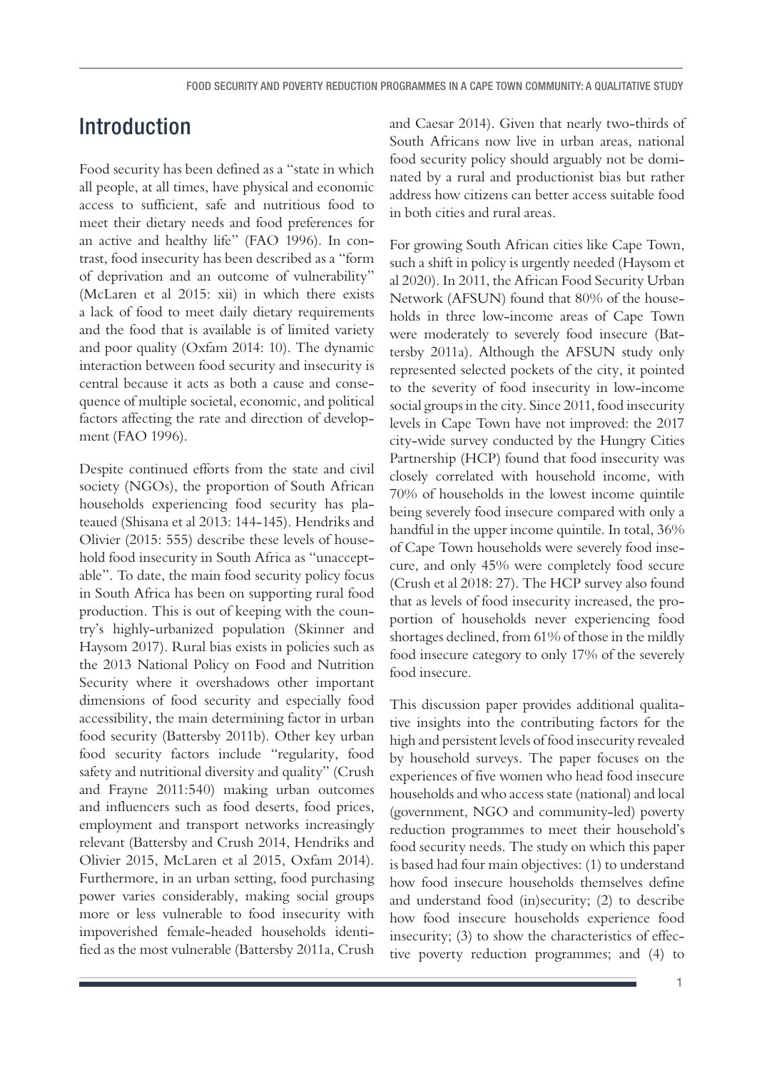## Introduction

Food security has been defined as a "state in which all people, at all times, have physical and economic access to sufficient, safe and nutritious food to meet their dietary needs and food preferences for an active and healthy life" (FAO 1996). In contrast, food insecurity has been described as a "form of deprivation and an outcome of vulnerability" (McLaren et al 2015: xii) in which there exists a lack of food to meet daily dietary requirements and the food that is available is of limited variety and poor quality (Oxfam 2014: 10). The dynamic interaction between food security and insecurity is central because it acts as both a cause and consequence of multiple societal, economic, and political factors affecting the rate and direction of development (FAO 1996).

Despite continued efforts from the state and civil society (NGOs), the proportion of South African households experiencing food security has plateaued (Shisana et al 2013: 144-145). Hendriks and Olivier (2015: 555) describe these levels of household food insecurity in South Africa as "unacceptable". To date, the main food security policy focus in South Africa has been on supporting rural food production. This is out of keeping with the country's highly-urbanized population (Skinner and Haysom 2017). Rural bias exists in policies such as the 2013 National Policy on Food and Nutrition Security where it overshadows other important dimensions of food security and especially food accessibility, the main determining factor in urban food security (Battersby 2011b). Other key urban food security factors include "regularity, food safety and nutritional diversity and quality" (Crush and Frayne 2011:540) making urban outcomes and influencers such as food deserts, food prices, employment and transport networks increasingly relevant (Battersby and Crush 2014, Hendriks and Olivier 2015, McLaren et al 2015, Oxfam 2014). Furthermore, in an urban setting, food purchasing power varies considerably, making social groups more or less vulnerable to food insecurity with impoverished female-headed households identified as the most vulnerable (Battersby 2011a, Crush and Caesar 2014). Given that nearly two-thirds of South Africans now live in urban areas, national food security policy should arguably not be dominated by a rural and productionist bias but rather address how citizens can better access suitable food in both cities and rural areas.

For growing South African cities like Cape Town, such a shift in policy is urgently needed (Haysom et al 2020). In 2011, the African Food Security Urban Network (AFSUN) found that 80% of the households in three low-income areas of Cape Town were moderately to severely food insecure (Battersby 2011a). Although the AFSUN study only represented selected pockets of the city, it pointed to the severity of food insecurity in low-income social groups in the city. Since 2011, food insecurity levels in Cape Town have not improved: the 2017 city-wide survey conducted by the Hungry Cities Partnership (HCP) found that food insecurity was closely correlated with household income, with 70% of households in the lowest income quintile being severely food insecure compared with only a handful in the upper income quintile. In total, 36% of Cape Town households were severely food insecure, and only 45% were completely food secure (Crush et al 2018: 27). The HCP survey also found that as levels of food insecurity increased, the proportion of households never experiencing food shortages declined, from 61% of those in the mildly food insecure category to only 17% of the severely food insecure.

This discussion paper provides additional qualitative insights into the contributing factors for the high and persistent levels of food insecurity revealed by household surveys. The paper focuses on the experiences of five women who head food insecure households and who access state (national) and local (government, NGO and community-led) poverty reduction programmes to meet their household's food security needs. The study on which this paper is based had four main objectives: (1) to understand how food insecure households themselves define and understand food (in)security; (2) to describe how food insecure households experience food insecurity; (3) to show the characteristics of effective poverty reduction programmes; and (4) to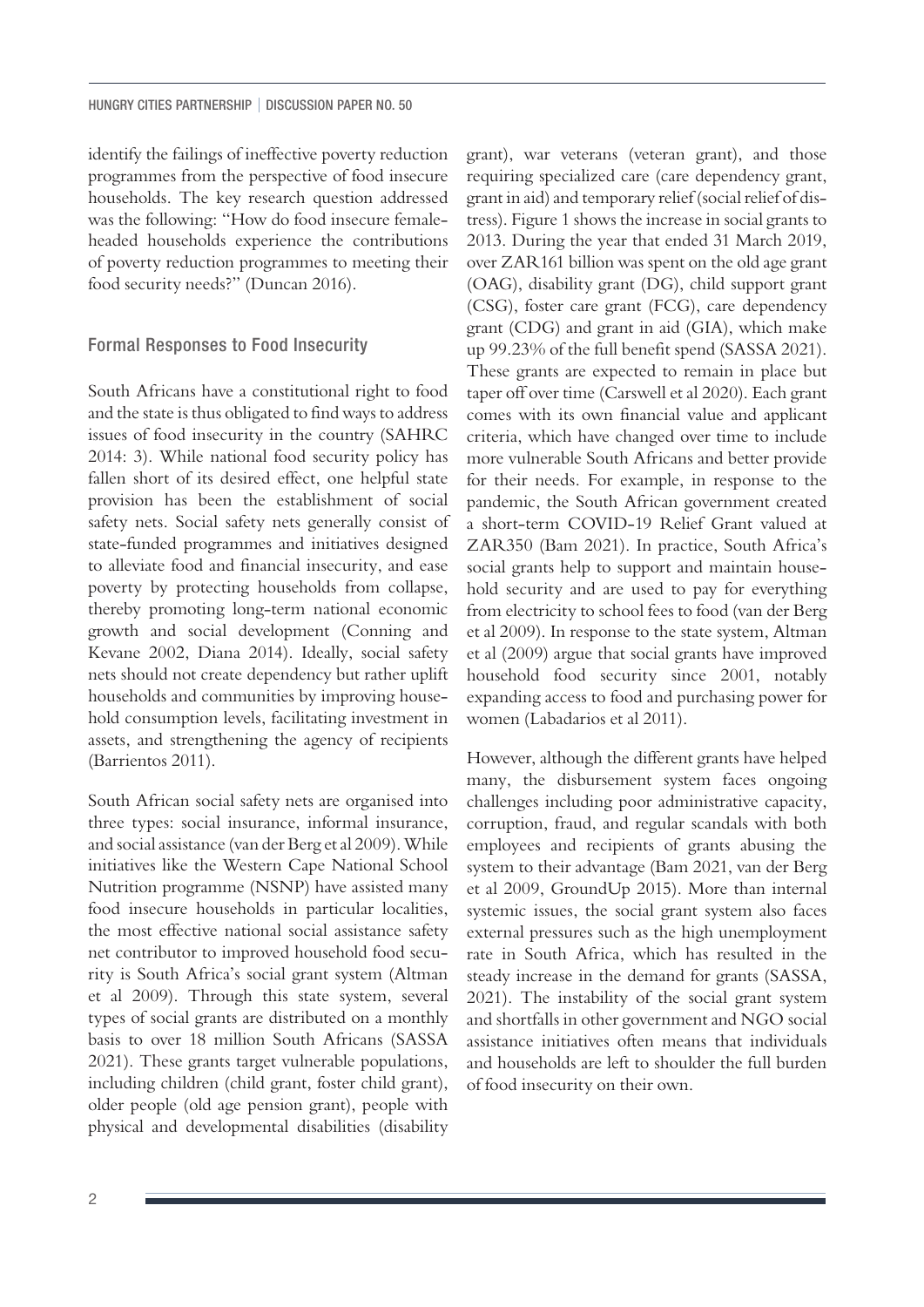identify the failings of ineffective poverty reduction programmes from the perspective of food insecure households. The key research question addressed was the following: "How do food insecure female-headed households experience the contributions of poverty reduction programmes to meeting their food security needs?" (Duncan 2016).

## Formal Responses to Food Insecurity

South Africans have a constitutional right to food and the state is thus obligated to find ways to address issues of food insecurity in the country (SAHRC 2014: 3). While national food security policy has fallen short of its desired effect, one helpful state provision has been the establishment of social safety nets. Social safety nets generally consist of state-funded programmes and initiatives designed to alleviate food and financial insecurity, and ease poverty by protecting households from collapse, thereby promoting long-term national economic growth and social development (Conning and Kevane 2002, Diana 2014). Ideally, social safety nets should not create dependency but rather uplift households and communities by improving household consumption levels, facilitating investment in assets, and strengthening the agency of recipients (Barrientos 2011).

South African social safety nets are organised into three types: social insurance, informal insurance, and social assistance (van der Berg et al 2009). While initiatives like the Western Cape National School Nutrition programme (NSNP) have assisted many food insecure households in particular localities, the most effective national social assistance safety net contributor to improved household food security is South Africa's social grant system (Altman et al 2009). Through this state system, several types of social grants are distributed on a monthly basis to over 18 million South Africans (SASSA 2021). These grants target vulnerable populations, including children (child grant, foster child grant), older people (old age pension grant), people with physical and developmental disabilities (disability grant), war veterans (veteran grant), and those requiring specialized care (care dependency grant, grant in aid) and temporary relief (social relief of distress). Figure 1 shows the increase in social grants to 2013. During the year that ended 31 March 2019, over ZAR161 billion was spent on the old age grant (OAG), disability grant (DG), child support grant (CSG), foster care grant (FCG), care dependency grant (CDG) and grant in aid (GIA), which make up 99.23% of the full benefit spend (SASSA 2021). These grants are expected to remain in place but taper off over time (Carswell et al 2020). Each grant comes with its own financial value and applicant criteria, which have changed over time to include more vulnerable South Africans and better provide for their needs. For example, in response to the pandemic, the South African government created a short-term COVID-19 Relief Grant valued at ZAR350 (Bam 2021). In practice, South Africa's social grants help to support and maintain household security and are used to pay for everything from electricity to school fees to food (van der Berg et al 2009). In response to the state system, Altman et al (2009) argue that social grants have improved household food security since 2001, notably expanding access to food and purchasing power for women (Labadarios et al 2011).

However, although the different grants have helped many, the disbursement system faces ongoing challenges including poor administrative capacity, corruption, fraud, and regular scandals with both employees and recipients of grants abusing the system to their advantage (Bam 2021, van der Berg et al 2009, GroundUp 2015). More than internal systemic issues, the social grant system also faces external pressures such as the high unemployment rate in South Africa, which has resulted in the steady increase in the demand for grants (SASSA, 2021). The instability of the social grant system and shortfalls in other government and NGO social assistance initiatives often means that individuals and households are left to shoulder the full burden of food insecurity on their own.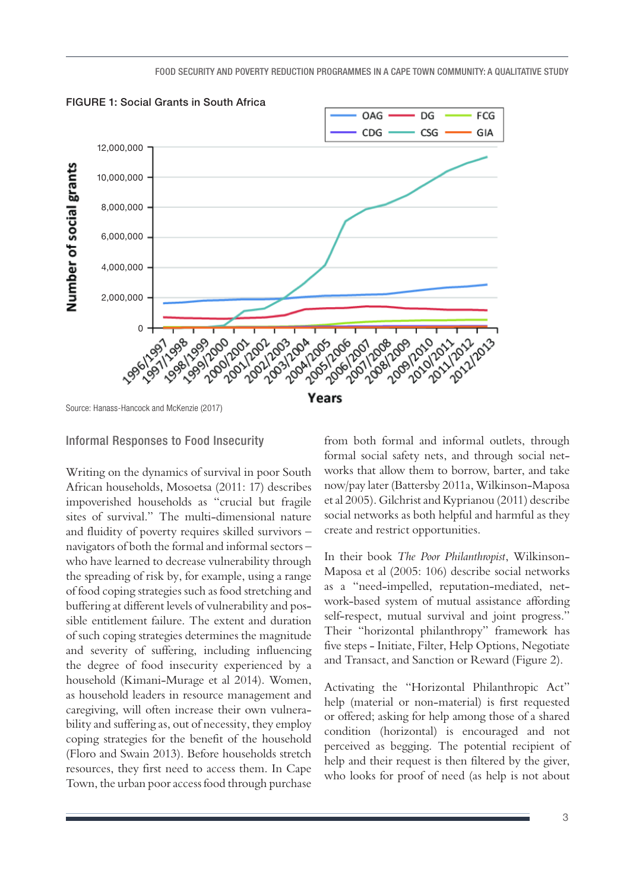FIGURE 1: Social Grants in South Africa

Source: Hanass-Hancock and McKenzie (2017)

## Informal Responses to Food Insecurity

Writing on the dynamics of survival in poor South African households, Mosoetsa (2011: 17) describes impoverished households as "crucial but fragile sites of survival." The multi-dimensional nature and fluidity of poverty requires skilled survivors – navigators of both the formal and informal sectors – who have learned to decrease vulnerability through the spreading of risk by, for example, using a range of food coping strategies such as food stretching and buffering at different levels of vulnerability and possible entitlement failure. The extent and duration of such coping strategies determines the magnitude and severity of suffering, including influencing the degree of food insecurity experienced by a household (Kimani-Murage et al 2014). Women, as household leaders in resource management and caregiving, will often increase their own vulnerability and suffering as, out of necessity, they employ coping strategies for the benefit of the household (Floro and Swain 2013). Before households stretch resources, they first need to access them. In Cape Town, the urban poor access food through purchase from both formal and informal outlets, through formal social safety nets, and through social networks that allow them to borrow, barter, and take now/pay later (Battersby 2011a, Wilkinson-Maposa et al 2005). Gilchrist and Kyprianou (2011) describe social networks as both helpful and harmful as they create and restrict opportunities.

In their book *The Poor Philanthropist*, Wilkinson-Maposa et al (2005: 106) describe social networks as a "need-impelled, reputation-mediated, network-based system of mutual assistance affording self-respect, mutual survival and joint progress." Their "horizontal philanthropy" framework has five steps - Initiate, Filter, Help Options, Negotiate and Transact, and Sanction or Reward (Figure 2).

Activating the "Horizontal Philanthropic Act" help (material or non-material) is first requested or offered; asking for help among those of a shared condition (horizontal) is encouraged and not perceived as begging. The potential recipient of help and their request is then filtered by the giver, who looks for proof of need (as help is not about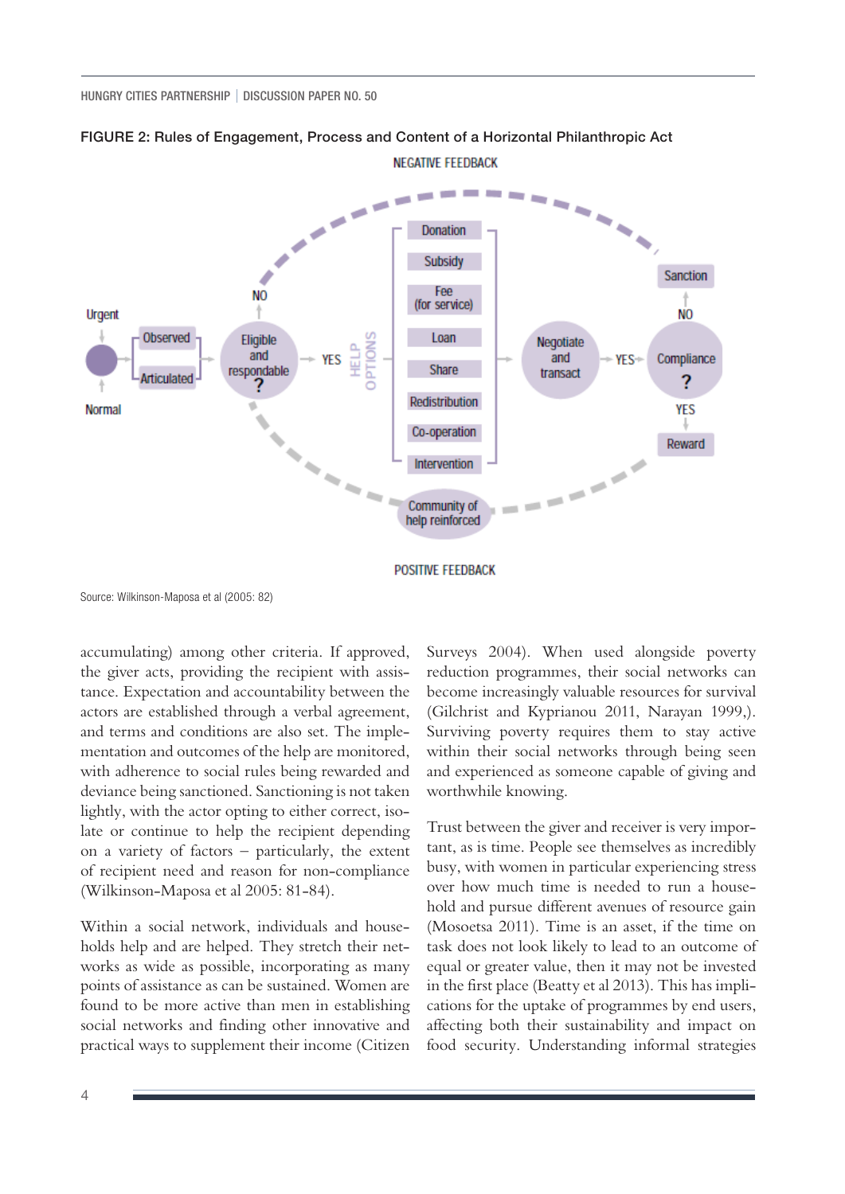FIGURE 2: Rules of Engagement, Process and Content of a Horizontal Philanthropic Act

NEGATIVE FEEDBACK

Urgent

Normal

Observed

Articulated

Eligible and respondable ?

NO

YES

HELP OPTIONS

Donation

Subsidy

Fee (for service)

Loan

Share

Redistribution

Co-operation

Intervention

Negotiate and transact

YES

Compliance ?

NO

Sanction

YES

Reward

Community of help reinforced

POSITIVE FEEDBACK

Source: Wilkinson-Maposa et al (2005: 82)

accumulating) among other criteria. If approved, the giver acts, providing the recipient with assistance. Expectation and accountability between the actors are established through a verbal agreement, and terms and conditions are also set. The implementation and outcomes of the help are monitored, with adherence to social rules being rewarded and deviance being sanctioned. Sanctioning is not taken lightly, with the actor opting to either correct, isolate or continue to help the recipient depending on a variety of factors – particularly, the extent of recipient need and reason for non-compliance (Wilkinson-Maposa et al 2005: 81-84).

Within a social network, individuals and households help and are helped. They stretch their networks as wide as possible, incorporating as many points of assistance as can be sustained. Women are found to be more active than men in establishing social networks and finding other innovative and practical ways to supplement their income (Citizen Surveys 2004). When used alongside poverty reduction programmes, their social networks can become increasingly valuable resources for survival (Gilchrist and Kyprianou 2011, Narayan 1999,). Surviving poverty requires them to stay active within their social networks through being seen and experienced as someone capable of giving and worthwhile knowing.

Trust between the giver and receiver is very important, as is time. People see themselves as incredibly busy, with women in particular experiencing stress over how much time is needed to run a household and pursue different avenues of resource gain (Mosoetsa 2011). Time is an asset, if the time on task does not look likely to lead to an outcome of equal or greater value, then it may not be invested in the first place (Beatty et al 2013). This has implications for the uptake of programmes by end users, affecting both their sustainability and impact on food security. Understanding informal strategies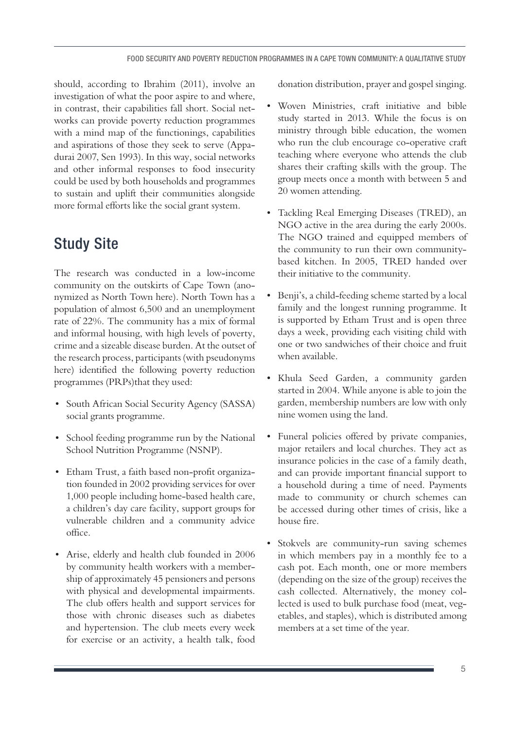should, according to Ibrahim (2011), involve an investigation of what the poor aspire to and where, in contrast, their capabilities fall short. Social networks can provide poverty reduction programmes with a mind map of the functionings, capabilities and aspirations of those they seek to serve (Appadurai 2007, Sen 1993). In this way, social networks and other informal responses to food insecurity could be used by both households and programmes to sustain and uplift their communities alongside more formal efforts like the social grant system.

## Study Site

The research was conducted in a low-income community on the outskirts of Cape Town (anonymized as North Town here). North Town has a population of almost 6,500 and an unemployment rate of 22%. The community has a mix of formal and informal housing, with high levels of poverty, crime and a sizeable disease burden. At the outset of the research process, participants (with pseudonyms here) identified the following poverty reduction programmes (PRPs)that they used:

- South African Social Security Agency (SASSA) social grants programme.
- School feeding programme run by the National School Nutrition Programme (NSNP).
- Etham Trust, a faith based non-profit organization founded in 2002 providing services for over 1,000 people including home-based health care, a children's day care facility, support groups for vulnerable children and a community advice office.
- Arise, elderly and health club founded in 2006 by community health workers with a membership of approximately 45 pensioners and persons with physical and developmental impairments. The club offers health and support services for those with chronic diseases such as diabetes and hypertension. The club meets every week for exercise or an activity, a health talk, food donation distribution, prayer and gospel singing.
- Woven Ministries, craft initiative and bible study started in 2013. While the focus is on ministry through bible education, the women who run the club encourage co-operative craft teaching where everyone who attends the club shares their crafting skills with the group. The group meets once a month with between 5 and 20 women attending.
- Tackling Real Emerging Diseases (TRED), an NGO active in the area during the early 2000s. The NGO trained and equipped members of the community to run their own community-based kitchen. In 2005, TRED handed over their initiative to the community.
- Benji's, a child-feeding scheme started by a local family and the longest running programme. It is supported by Etham Trust and is open three days a week, providing each visiting child with one or two sandwiches of their choice and fruit when available.
- Khula Seed Garden, a community garden started in 2004. While anyone is able to join the garden, membership numbers are low with only nine women using the land.
- Funeral policies offered by private companies, major retailers and local churches. They act as insurance policies in the case of a family death, and can provide important financial support to a household during a time of need. Payments made to community or church schemes can be accessed during other times of crisis, like a house fire.
- Stokvels are community-run saving schemes in which members pay in a monthly fee to a cash pot. Each month, one or more members (depending on the size of the group) receives the cash collected. Alternatively, the money collected is used to bulk purchase food (meat, vegetables, and staples), which is distributed among members at a set time of the year.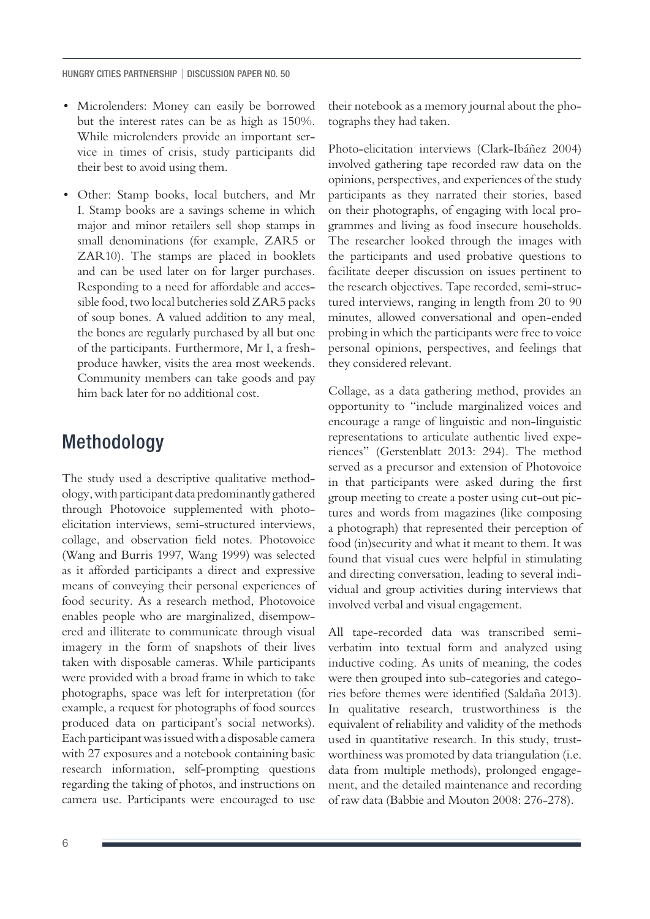- Microlenders: Money can easily be borrowed but the interest rates can be as high as 150%. While microlenders provide an important service in times of crisis, study participants did their best to avoid using them.
- Other: Stamp books, local butchers, and Mr I. Stamp books are a savings scheme in which major and minor retailers sell shop stamps in small denominations (for example, ZAR5 or ZAR10). The stamps are placed in booklets and can be used later on for larger purchases. Responding to a need for affordable and accessible food, two local butcheries sold ZAR5 packs of soup bones. A valued addition to any meal, the bones are regularly purchased by all but one of the participants. Furthermore, Mr I, a fresh-produce hawker, visits the area most weekends. Community members can take goods and pay him back later for no additional cost.

## Methodology

The study used a descriptive qualitative methodology, with participant data predominantly gathered through Photovoice supplemented with photo-elicitation interviews, semi-structured interviews, collage, and observation field notes. Photovoice (Wang and Burris 1997, Wang 1999) was selected as it afforded participants a direct and expressive means of conveying their personal experiences of food security. As a research method, Photovoice enables people who are marginalized, disempowered and illiterate to communicate through visual imagery in the form of snapshots of their lives taken with disposable cameras. While participants were provided with a broad frame in which to take photographs, space was left for interpretation (for example, a request for photographs of food sources produced data on participant's social networks). Each participant was issued with a disposable camera with 27 exposures and a notebook containing basic research information, self-prompting questions regarding the taking of photos, and instructions on camera use. Participants were encouraged to use their notebook as a memory journal about the photographs they had taken.

Photo-elicitation interviews (Clark-Ibáñez 2004) involved gathering tape recorded raw data on the opinions, perspectives, and experiences of the study participants as they narrated their stories, based on their photographs, of engaging with local programmes and living as food insecure households. The researcher looked through the images with the participants and used probative questions to facilitate deeper discussion on issues pertinent to the research objectives. Tape recorded, semi-structured interviews, ranging in length from 20 to 90 minutes, allowed conversational and open-ended probing in which the participants were free to voice personal opinions, perspectives, and feelings that they considered relevant.

Collage, as a data gathering method, provides an opportunity to "include marginalized voices and encourage a range of linguistic and non-linguistic representations to articulate authentic lived experiences" (Gerstenblatt 2013: 294). The method served as a precursor and extension of Photovoice in that participants were asked during the first group meeting to create a poster using cut-out pictures and words from magazines (like composing a photograph) that represented their perception of food (in)security and what it meant to them. It was found that visual cues were helpful in stimulating and directing conversation, leading to several individual and group activities during interviews that involved verbal and visual engagement.

All tape-recorded data was transcribed semi-verbatim into textual form and analyzed using inductive coding. As units of meaning, the codes were then grouped into sub-categories and categories before themes were identified (Saldaña 2013). In qualitative research, trustworthiness is the equivalent of reliability and validity of the methods used in quantitative research. In this study, trustworthiness was promoted by data triangulation (i.e. data from multiple methods), prolonged engagement, and the detailed maintenance and recording of raw data (Babbie and Mouton 2008: 276-278).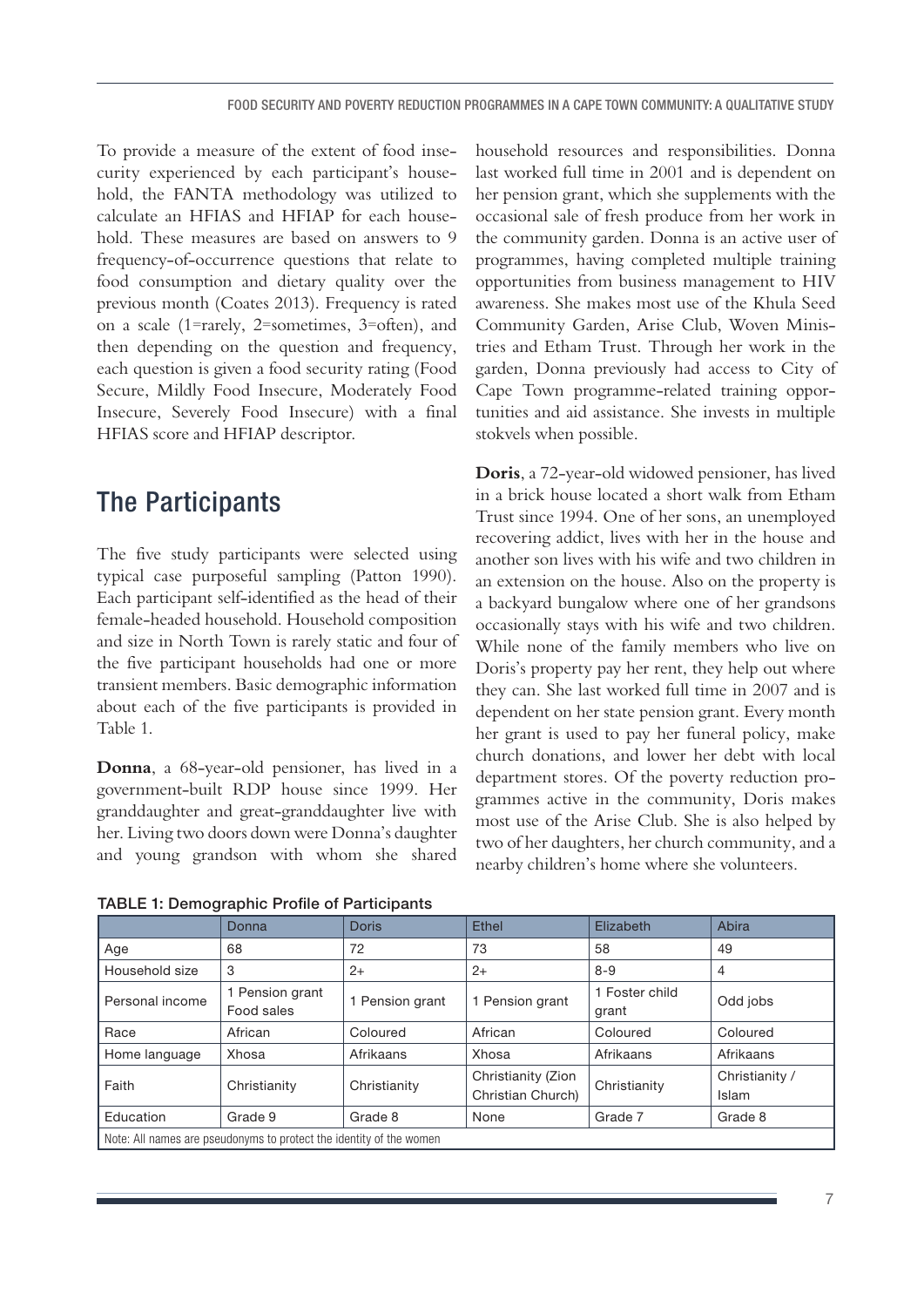To provide a measure of the extent of food insecurity experienced by each participant's household, the FANTA methodology was utilized to calculate an HFIAS and HFIAP for each household. These measures are based on answers to 9 frequency-of-occurrence questions that relate to food consumption and dietary quality over the previous month (Coates 2013). Frequency is rated on a scale (1=rarely, 2=sometimes, 3=often), and then depending on the question and frequency, each question is given a food security rating (Food Secure, Mildly Food Insecure, Moderately Food Insecure, Severely Food Insecure) with a final HFIAS score and HFIAP descriptor.

## The Participants

The five study participants were selected using typical case purposeful sampling (Patton 1990). Each participant self-identified as the head of their female-headed household. Household composition and size in North Town is rarely static and four of the five participant households had one or more transient members. Basic demographic information about each of the five participants is provided in Table 1.

**Donna**, a 68-year-old pensioner, has lived in a government-built RDP house since 1999. Her granddaughter and great-granddaughter live with her. Living two doors down were Donna's daughter and young grandson with whom she shared household resources and responsibilities. Donna last worked full time in 2001 and is dependent on her pension grant, which she supplements with the occasional sale of fresh produce from her work in the community garden. Donna is an active user of programmes, having completed multiple training opportunities from business management to HIV awareness. She makes most use of the Khula Seed Community Garden, Arise Club, Woven Ministries and Etham Trust. Through her work in the garden, Donna previously had access to City of Cape Town programme-related training opportunities and aid assistance. She invests in multiple stokvels when possible.

**Doris**, a 72-year-old widowed pensioner, has lived in a brick house located a short walk from Etham Trust since 1994. One of her sons, an unemployed recovering addict, lives with her in the house and another son lives with his wife and two children in an extension on the house. Also on the property is a backyard bungalow where one of her grandsons occasionally stays with his wife and two children. While none of the family members who live on Doris's property pay her rent, they help out where they can. She last worked full time in 2007 and is dependent on her state pension grant. Every month her grant is used to pay her funeral policy, make church donations, and lower her debt with local department stores. Of the poverty reduction programmes active in the community, Doris makes most use of the Arise Club. She is also helped by two of her daughters, her church community, and a nearby children's home where she volunteers.

**TABLE 1: Demographic Profile of Participants**

| | Donna | Doris | Ethel | Elizabeth | Abira |
|---|---|---|---|---|---|
| Age | 68 | 72 | 73 | 58 | 49 |
| Household size | 3 | 2+ | 2+ | 8-9 | 4 |
| Personal income | 1 Pension grant Food sales | 1 Pension grant | 1 Pension grant | 1 Foster child grant | Odd jobs |
| Race | African | Coloured | African | Coloured | Coloured |
| Home language | Xhosa | Afrikaans | Xhosa | Afrikaans | Afrikaans |
| Faith | Christianity | Christianity | Christianity (Zion Christian Church) | Christianity | Christianity / Islam |
| Education | Grade 9 | Grade 8 | None | Grade 7 | Grade 8 |

Note: All names are pseudonyms to protect the identity of the women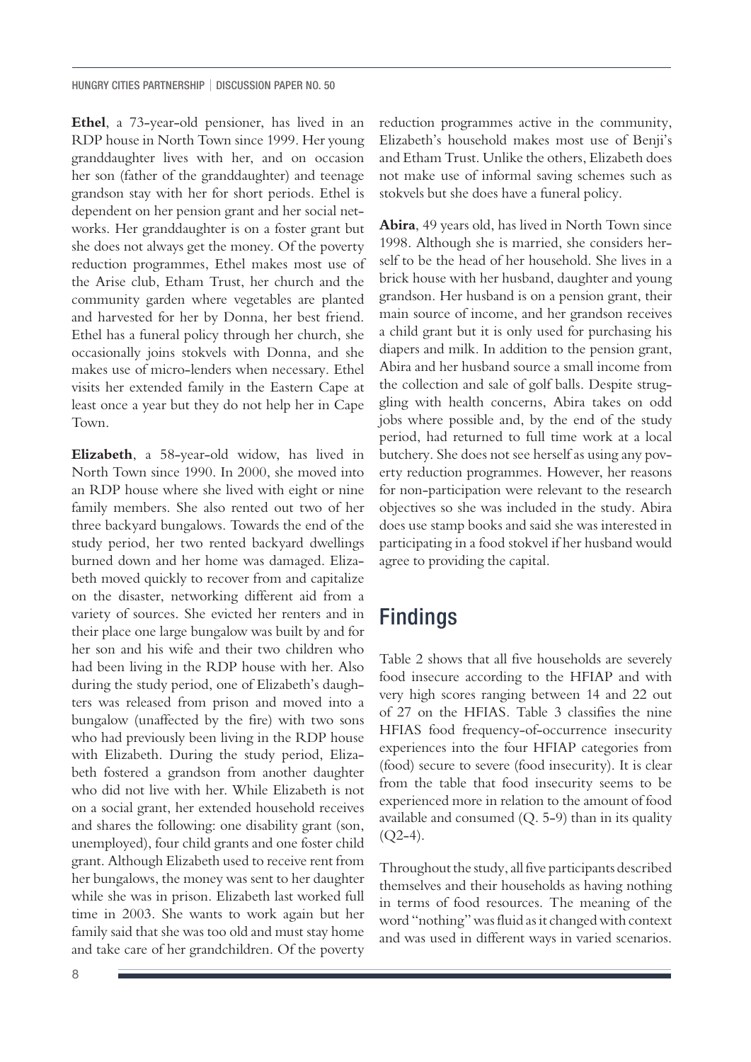**Ethel**, a 73-year-old pensioner, has lived in an RDP house in North Town since 1999. Her young granddaughter lives with her, and on occasion her son (father of the granddaughter) and teenage grandson stay with her for short periods. Ethel is dependent on her pension grant and her social networks. Her granddaughter is on a foster grant but she does not always get the money. Of the poverty reduction programmes, Ethel makes most use of the Arise club, Etham Trust, her church and the community garden where vegetables are planted and harvested for her by Donna, her best friend. Ethel has a funeral policy through her church, she occasionally joins stokvels with Donna, and she makes use of micro-lenders when necessary. Ethel visits her extended family in the Eastern Cape at least once a year but they do not help her in Cape Town.

**Elizabeth**, a 58-year-old widow, has lived in North Town since 1990. In 2000, she moved into an RDP house where she lived with eight or nine family members. She also rented out two of her three backyard bungalows. Towards the end of the study period, her two rented backyard dwellings burned down and her home was damaged. Elizabeth moved quickly to recover from and capitalize on the disaster, networking different aid from a variety of sources. She evicted her renters and in their place one large bungalow was built by and for her son and his wife and their two children who had been living in the RDP house with her. Also during the study period, one of Elizabeth's daughters was released from prison and moved into a bungalow (unaffected by the fire) with two sons who had previously been living in the RDP house with Elizabeth. During the study period, Elizabeth fostered a grandson from another daughter who did not live with her. While Elizabeth is not on a social grant, her extended household receives and shares the following: one disability grant (son, unemployed), four child grants and one foster child grant. Although Elizabeth used to receive rent from her bungalows, the money was sent to her daughter while she was in prison. Elizabeth last worked full time in 2003. She wants to work again but her family said that she was too old and must stay home and take care of her grandchildren. Of the poverty reduction programmes active in the community, Elizabeth's household makes most use of Benji's and Etham Trust. Unlike the others, Elizabeth does not make use of informal saving schemes such as stokvels but she does have a funeral policy.

**Abira**, 49 years old, has lived in North Town since 1998. Although she is married, she considers herself to be the head of her household. She lives in a brick house with her husband, daughter and young grandson. Her husband is on a pension grant, their main source of income, and her grandson receives a child grant but it is only used for purchasing his diapers and milk. In addition to the pension grant, Abira and her husband source a small income from the collection and sale of golf balls. Despite struggling with health concerns, Abira takes on odd jobs where possible and, by the end of the study period, had returned to full time work at a local butchery. She does not see herself as using any poverty reduction programmes. However, her reasons for non-participation were relevant to the research objectives so she was included in the study. Abira does use stamp books and said she was interested in participating in a food stokvel if her husband would agree to providing the capital.

## Findings

Table 2 shows that all five households are severely food insecure according to the HFIAP and with very high scores ranging between 14 and 22 out of 27 on the HFIAS. Table 3 classifies the nine HFIAS food frequency-of-occurrence insecurity experiences into the four HFIAP categories from (food) secure to severe (food insecurity). It is clear from the table that food insecurity seems to be experienced more in relation to the amount of food available and consumed (Q. 5-9) than in its quality (Q2-4).

Throughout the study, all five participants described themselves and their households as having nothing in terms of food resources. The meaning of the word "nothing" was fluid as it changed with context and was used in different ways in varied scenarios.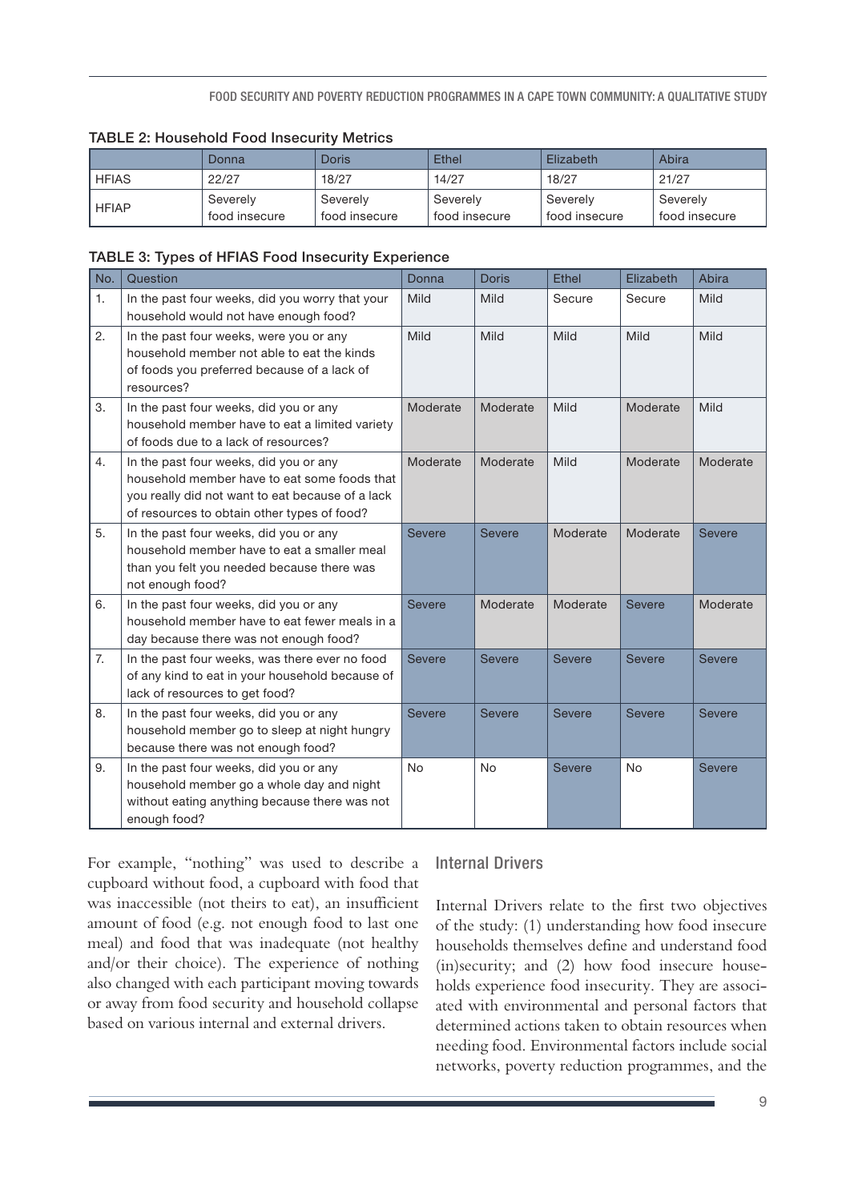**TABLE 2: Household Food Insecurity Metrics**

| | Donna | Doris | Ethel | Elizabeth | Abira |
|---|---|---|---|---|---|
| HFIAS | 22/27 | 18/27 | 14/27 | 18/27 | 21/27 |
| HFIAP | Severely food insecure | Severely food insecure | Severely food insecure | Severely food insecure | Severely food insecure |

**TABLE 3: Types of HFIAS Food Insecurity Experience**

| No. | Question | Donna | Doris | Ethel | Elizabeth | Abira |
|---|---|---|---|---|---|---|
| 1. | In the past four weeks, did you worry that your household would not have enough food? | Mild | Mild | Secure | Secure | Mild |
| 2. | In the past four weeks, were you or any household member not able to eat the kinds of foods you preferred because of a lack of resources? | Mild | Mild | Mild | Mild | Mild |
| 3. | In the past four weeks, did you or any household member have to eat a limited variety of foods due to a lack of resources? | Moderate | Moderate | Mild | Moderate | Mild |
| 4. | In the past four weeks, did you or any household member have to eat some foods that you really did not want to eat because of a lack of resources to obtain other types of food? | Moderate | Moderate | Mild | Moderate | Moderate |
| 5. | In the past four weeks, did you or any household member have to eat a smaller meal than you felt you needed because there was not enough food? | Severe | Severe | Moderate | Moderate | Severe |
| 6. | In the past four weeks, did you or any household member have to eat fewer meals in a day because there was not enough food? | Severe | Moderate | Moderate | Severe | Moderate |
| 7. | In the past four weeks, was there ever no food of any kind to eat in your household because of lack of resources to get food? | Severe | Severe | Severe | Severe | Severe |
| 8. | In the past four weeks, did you or any household member go to sleep at night hungry because there was not enough food? | Severe | Severe | Severe | Severe | Severe |
| 9. | In the past four weeks, did you or any household member go a whole day and night without eating anything because there was not enough food? | No | No | Severe | No | Severe |

For example, "nothing" was used to describe a cupboard without food, a cupboard with food that was inaccessible (not theirs to eat), an insufficient amount of food (e.g. not enough food to last one meal) and food that was inadequate (not healthy and/or their choice). The experience of nothing also changed with each participant moving towards or away from food security and household collapse based on various internal and external drivers.

## Internal Drivers

Internal Drivers relate to the first two objectives of the study: (1) understanding how food insecure households themselves define and understand food (in)security; and (2) how food insecure households experience food insecurity. They are associated with environmental and personal factors that determined actions taken to obtain resources when needing food. Environmental factors include social networks, poverty reduction programmes, and the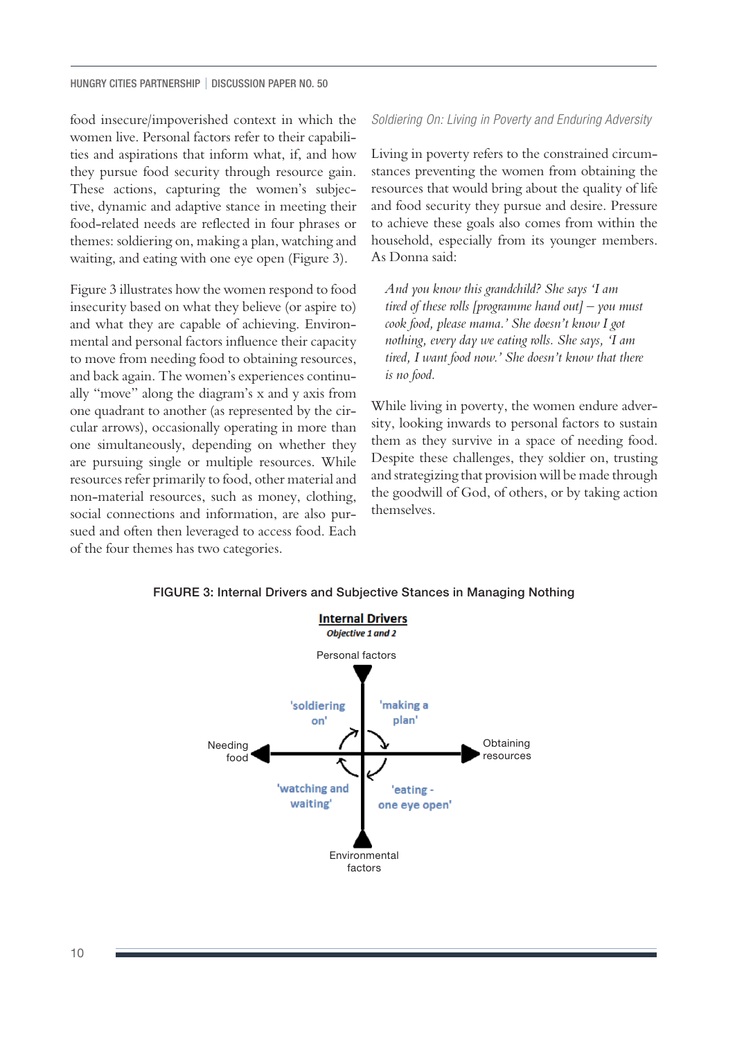food insecure/impoverished context in which the women live. Personal factors refer to their capabilities and aspirations that inform what, if, and how they pursue food security through resource gain. These actions, capturing the women's subjective, dynamic and adaptive stance in meeting their food-related needs are reflected in four phrases or themes: soldiering on, making a plan, watching and waiting, and eating with one eye open (Figure 3).

Figure 3 illustrates how the women respond to food insecurity based on what they believe (or aspire to) and what they are capable of achieving. Environmental and personal factors influence their capacity to move from needing food to obtaining resources, and back again. The women's experiences continually "move" along the diagram's x and y axis from one quadrant to another (as represented by the circular arrows), occasionally operating in more than one simultaneously, depending on whether they are pursuing single or multiple resources. While resources refer primarily to food, other material and non-material resources, such as money, clothing, social connections and information, are also pursued and often then leveraged to access food. Each of the four themes has two categories.

### *Soldiering On: Living in Poverty and Enduring Adversity*

Living in poverty refers to the constrained circumstances preventing the women from obtaining the resources that would bring about the quality of life and food security they pursue and desire. Pressure to achieve these goals also comes from within the household, especially from its younger members. As Donna said:

> *And you know this grandchild? She says 'I am tired of these rolls [programme hand out] – you must cook food, please mama.' She doesn't know I got nothing, every day we eating rolls. She says, 'I am tired, I want food now.' She doesn't know that there is no food.*

While living in poverty, the women endure adversity, looking inwards to personal factors to sustain them as they survive in a space of needing food. Despite these challenges, they soldier on, trusting and strategizing that provision will be made through the goodwill of God, of others, or by taking action themselves.

**FIGURE 3: Internal Drivers and Subjective Stances in Managing Nothing**

**Internal Drivers**
*Objective 1 and 2*

| | Personal factors (top) | |
|---|---|---|
| | 'soldiering on' | 'making a plan' |
| Needing food (left) | | Obtaining resources (right) |
| | 'watching and waiting' | 'eating - one eye open' |
| | Environmental factors (bottom) | |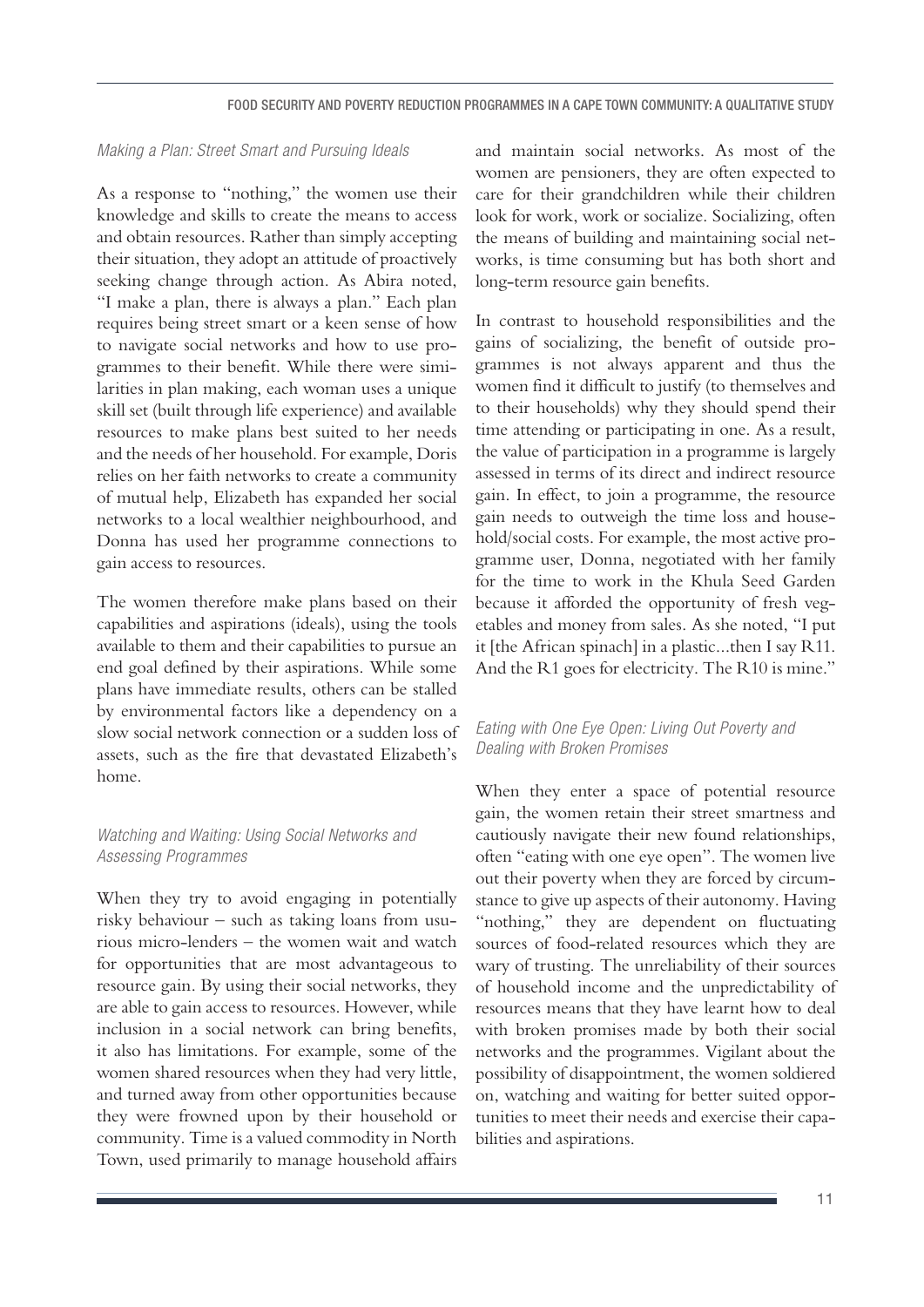### *Making a Plan: Street Smart and Pursuing Ideals*

As a response to "nothing," the women use their knowledge and skills to create the means to access and obtain resources. Rather than simply accepting their situation, they adopt an attitude of proactively seeking change through action. As Abira noted, "I make a plan, there is always a plan." Each plan requires being street smart or a keen sense of how to navigate social networks and how to use programmes to their benefit. While there were similarities in plan making, each woman uses a unique skill set (built through life experience) and available resources to make plans best suited to her needs and the needs of her household. For example, Doris relies on her faith networks to create a community of mutual help, Elizabeth has expanded her social networks to a local wealthier neighbourhood, and Donna has used her programme connections to gain access to resources.

The women therefore make plans based on their capabilities and aspirations (ideals), using the tools available to them and their capabilities to pursue an end goal defined by their aspirations. While some plans have immediate results, others can be stalled by environmental factors like a dependency on a slow social network connection or a sudden loss of assets, such as the fire that devastated Elizabeth's home.

### *Watching and Waiting: Using Social Networks and Assessing Programmes*

When they try to avoid engaging in potentially risky behaviour – such as taking loans from usurious micro-lenders – the women wait and watch for opportunities that are most advantageous to resource gain. By using their social networks, they are able to gain access to resources. However, while inclusion in a social network can bring benefits, it also has limitations. For example, some of the women shared resources when they had very little, and turned away from other opportunities because they were frowned upon by their household or community. Time is a valued commodity in North Town, used primarily to manage household affairs and maintain social networks. As most of the women are pensioners, they are often expected to care for their grandchildren while their children look for work, work or socialize. Socializing, often the means of building and maintaining social networks, is time consuming but has both short and long-term resource gain benefits.

In contrast to household responsibilities and the gains of socializing, the benefit of outside programmes is not always apparent and thus the women find it difficult to justify (to themselves and to their households) why they should spend their time attending or participating in one. As a result, the value of participation in a programme is largely assessed in terms of its direct and indirect resource gain. In effect, to join a programme, the resource gain needs to outweigh the time loss and household/social costs. For example, the most active programme user, Donna, negotiated with her family for the time to work in the Khula Seed Garden because it afforded the opportunity of fresh vegetables and money from sales. As she noted, "I put it [the African spinach] in a plastic...then I say R11. And the R1 goes for electricity. The R10 is mine."

### *Eating with One Eye Open: Living Out Poverty and Dealing with Broken Promises*

When they enter a space of potential resource gain, the women retain their street smartness and cautiously navigate their new found relationships, often "eating with one eye open". The women live out their poverty when they are forced by circumstance to give up aspects of their autonomy. Having "nothing," they are dependent on fluctuating sources of food-related resources which they are wary of trusting. The unreliability of their sources of household income and the unpredictability of resources means that they have learnt how to deal with broken promises made by both their social networks and the programmes. Vigilant about the possibility of disappointment, the women soldiered on, watching and waiting for better suited opportunities to meet their needs and exercise their capabilities and aspirations.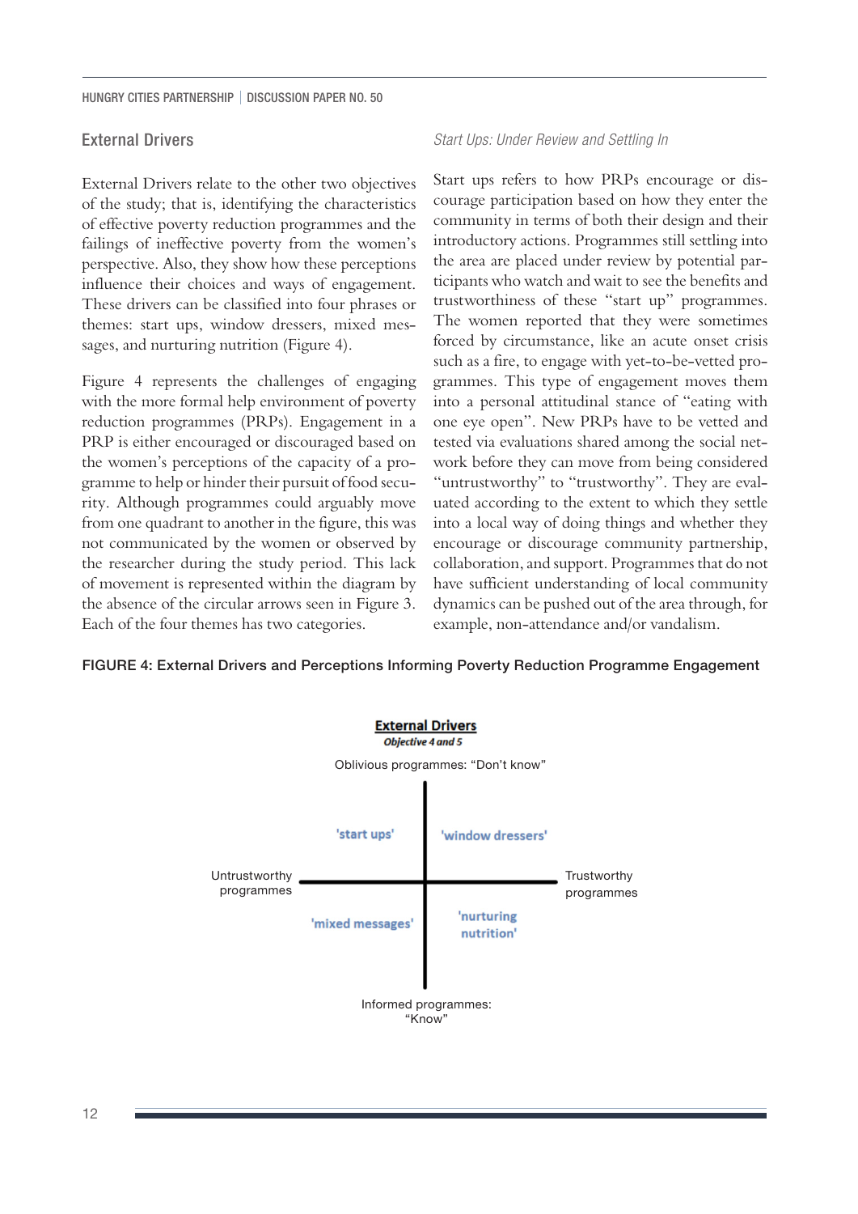## External Drivers

External Drivers relate to the other two objectives of the study; that is, identifying the characteristics of effective poverty reduction programmes and the failings of ineffective poverty from the women's perspective. Also, they show how these perceptions influence their choices and ways of engagement. These drivers can be classified into four phrases or themes: start ups, window dressers, mixed messages, and nurturing nutrition (Figure 4).

Figure 4 represents the challenges of engaging with the more formal help environment of poverty reduction programmes (PRPs). Engagement in a PRP is either encouraged or discouraged based on the women's perceptions of the capacity of a programme to help or hinder their pursuit of food security. Although programmes could arguably move from one quadrant to another in the figure, this was not communicated by the women or observed by the researcher during the study period. This lack of movement is represented within the diagram by the absence of the circular arrows seen in Figure 3. Each of the four themes has two categories.

### *Start Ups: Under Review and Settling In*

Start ups refers to how PRPs encourage or discourage participation based on how they enter the community in terms of both their design and their introductory actions. Programmes still settling into the area are placed under review by potential participants who watch and wait to see the benefits and trustworthiness of these "start up" programmes. The women reported that they were sometimes forced by circumstance, like an acute onset crisis such as a fire, to engage with yet-to-be-vetted programmes. This type of engagement moves them into a personal attitudinal stance of "eating with one eye open". New PRPs have to be vetted and tested via evaluations shared among the social network before they can move from being considered "untrustworthy" to "trustworthy". They are evaluated according to the extent to which they settle into a local way of doing things and whether they encourage or discourage community partnership, collaboration, and support. Programmes that do not have sufficient understanding of local community dynamics can be pushed out of the area through, for example, non-attendance and/or vandalism.

**FIGURE 4: External Drivers and Perceptions Informing Poverty Reduction Programme Engagement**

**External Drivers**
*Objective 4 and 5*

Oblivious programmes: "Don't know"

| | Untrustworthy programmes | Trustworthy programmes |
|---|---|---|
| Oblivious programmes: "Don't know" | 'start ups' | 'window dressers' |
| Informed programmes: "Know" | 'mixed messages' | 'nurturing nutrition' |

Informed programmes: "Know"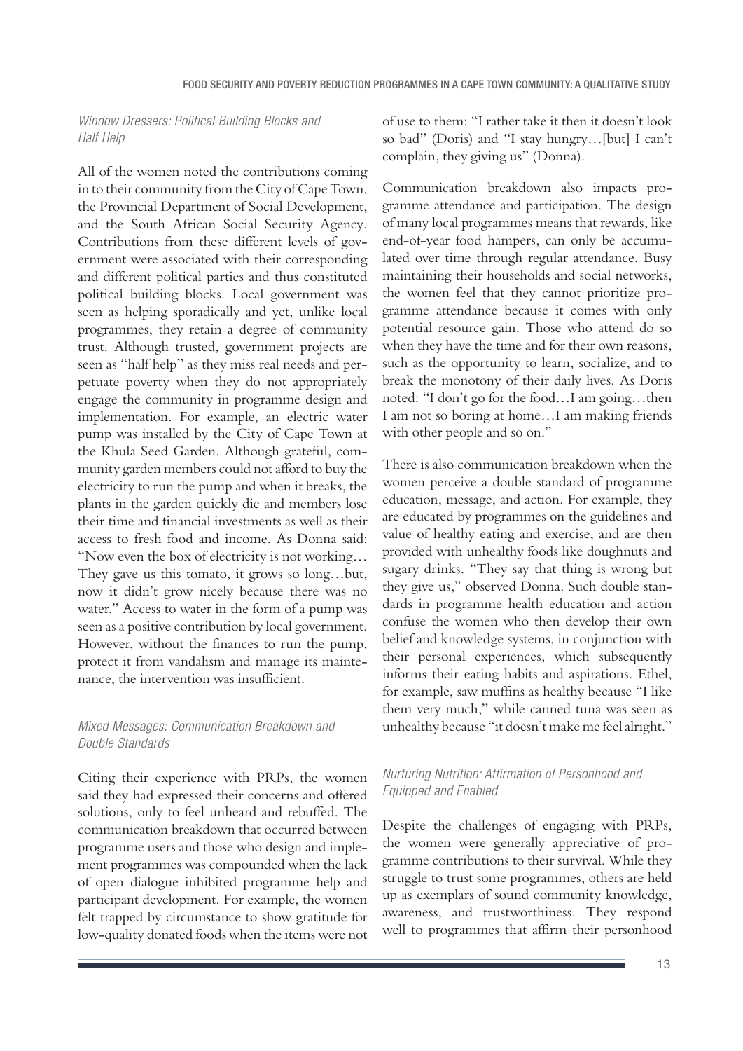### *Window Dressers: Political Building Blocks and Half Help*

All of the women noted the contributions coming in to their community from the City of Cape Town, the Provincial Department of Social Development, and the South African Social Security Agency. Contributions from these different levels of government were associated with their corresponding and different political parties and thus constituted political building blocks. Local government was seen as helping sporadically and yet, unlike local programmes, they retain a degree of community trust. Although trusted, government projects are seen as "half help" as they miss real needs and perpetuate poverty when they do not appropriately engage the community in programme design and implementation. For example, an electric water pump was installed by the City of Cape Town at the Khula Seed Garden. Although grateful, community garden members could not afford to buy the electricity to run the pump and when it breaks, the plants in the garden quickly die and members lose their time and financial investments as well as their access to fresh food and income. As Donna said: "Now even the box of electricity is not working… They gave us this tomato, it grows so long…but, now it didn't grow nicely because there was no water." Access to water in the form of a pump was seen as a positive contribution by local government. However, without the finances to run the pump, protect it from vandalism and manage its maintenance, the intervention was insufficient.

### *Mixed Messages: Communication Breakdown and Double Standards*

Citing their experience with PRPs, the women said they had expressed their concerns and offered solutions, only to feel unheard and rebuffed. The communication breakdown that occurred between programme users and those who design and implement programmes was compounded when the lack of open dialogue inhibited programme help and participant development. For example, the women felt trapped by circumstance to show gratitude for low-quality donated foods when the items were not of use to them: "I rather take it then it doesn't look so bad" (Doris) and "I stay hungry…[but] I can't complain, they giving us" (Donna).

Communication breakdown also impacts programme attendance and participation. The design of many local programmes means that rewards, like end-of-year food hampers, can only be accumulated over time through regular attendance. Busy maintaining their households and social networks, the women feel that they cannot prioritize programme attendance because it comes with only potential resource gain. Those who attend do so when they have the time and for their own reasons, such as the opportunity to learn, socialize, and to break the monotony of their daily lives. As Doris noted: "I don't go for the food…I am going…then I am not so boring at home…I am making friends with other people and so on."

There is also communication breakdown when the women perceive a double standard of programme education, message, and action. For example, they are educated by programmes on the guidelines and value of healthy eating and exercise, and are then provided with unhealthy foods like doughnuts and sugary drinks. "They say that thing is wrong but they give us," observed Donna. Such double standards in programme health education and action confuse the women who then develop their own belief and knowledge systems, in conjunction with their personal experiences, which subsequently informs their eating habits and aspirations. Ethel, for example, saw muffins as healthy because "I like them very much," while canned tuna was seen as unhealthy because "it doesn't make me feel alright."

### *Nurturing Nutrition: Affirmation of Personhood and Equipped and Enabled*

Despite the challenges of engaging with PRPs, the women were generally appreciative of programme contributions to their survival. While they struggle to trust some programmes, others are held up as exemplars of sound community knowledge, awareness, and trustworthiness. They respond well to programmes that affirm their personhood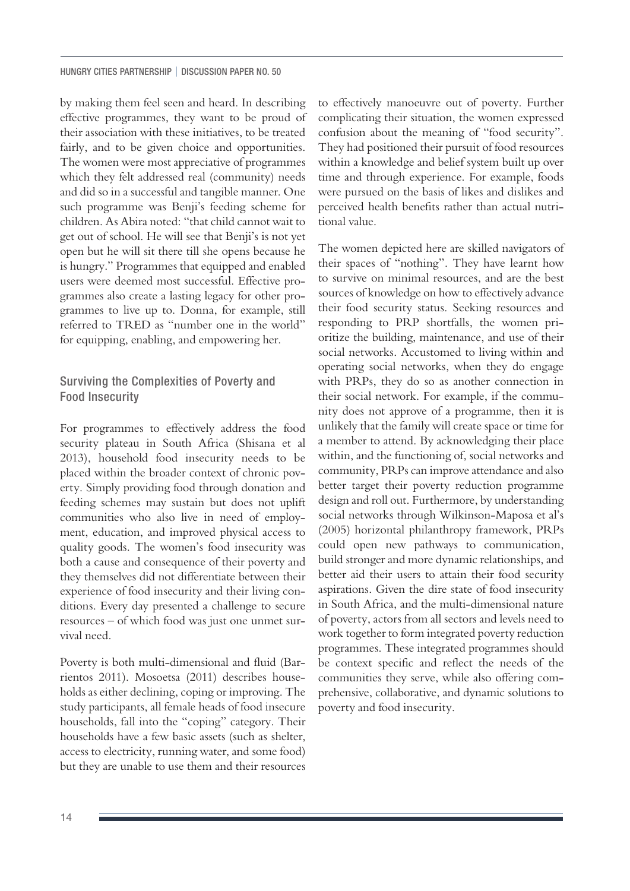by making them feel seen and heard. In describing effective programmes, they want to be proud of their association with these initiatives, to be treated fairly, and to be given choice and opportunities. The women were most appreciative of programmes which they felt addressed real (community) needs and did so in a successful and tangible manner. One such programme was Benji's feeding scheme for children. As Abira noted: "that child cannot wait to get out of school. He will see that Benji's is not yet open but he will sit there till she opens because he is hungry." Programmes that equipped and enabled users were deemed most successful. Effective programmes also create a lasting legacy for other programmes to live up to. Donna, for example, still referred to TRED as "number one in the world" for equipping, enabling, and empowering her.

## Surviving the Complexities of Poverty and Food Insecurity

For programmes to effectively address the food security plateau in South Africa (Shisana et al 2013), household food insecurity needs to be placed within the broader context of chronic poverty. Simply providing food through donation and feeding schemes may sustain but does not uplift communities who also live in need of employment, education, and improved physical access to quality goods. The women's food insecurity was both a cause and consequence of their poverty and they themselves did not differentiate between their experience of food insecurity and their living conditions. Every day presented a challenge to secure resources – of which food was just one unmet survival need.

Poverty is both multi-dimensional and fluid (Barrientos 2011). Mosoetsa (2011) describes households as either declining, coping or improving. The study participants, all female heads of food insecure households, fall into the "coping" category. Their households have a few basic assets (such as shelter, access to electricity, running water, and some food) but they are unable to use them and their resources to effectively manoeuvre out of poverty. Further complicating their situation, the women expressed confusion about the meaning of "food security". They had positioned their pursuit of food resources within a knowledge and belief system built up over time and through experience. For example, foods were pursued on the basis of likes and dislikes and perceived health benefits rather than actual nutritional value.

The women depicted here are skilled navigators of their spaces of "nothing". They have learnt how to survive on minimal resources, and are the best sources of knowledge on how to effectively advance their food security status. Seeking resources and responding to PRP shortfalls, the women prioritize the building, maintenance, and use of their social networks. Accustomed to living within and operating social networks, when they do engage with PRPs, they do so as another connection in their social network. For example, if the community does not approve of a programme, then it is unlikely that the family will create space or time for a member to attend. By acknowledging their place within, and the functioning of, social networks and community, PRPs can improve attendance and also better target their poverty reduction programme design and roll out. Furthermore, by understanding social networks through Wilkinson-Maposa et al's (2005) horizontal philanthropy framework, PRPs could open new pathways to communication, build stronger and more dynamic relationships, and better aid their users to attain their food security aspirations. Given the dire state of food insecurity in South Africa, and the multi-dimensional nature of poverty, actors from all sectors and levels need to work together to form integrated poverty reduction programmes. These integrated programmes should be context specific and reflect the needs of the communities they serve, while also offering comprehensive, collaborative, and dynamic solutions to poverty and food insecurity.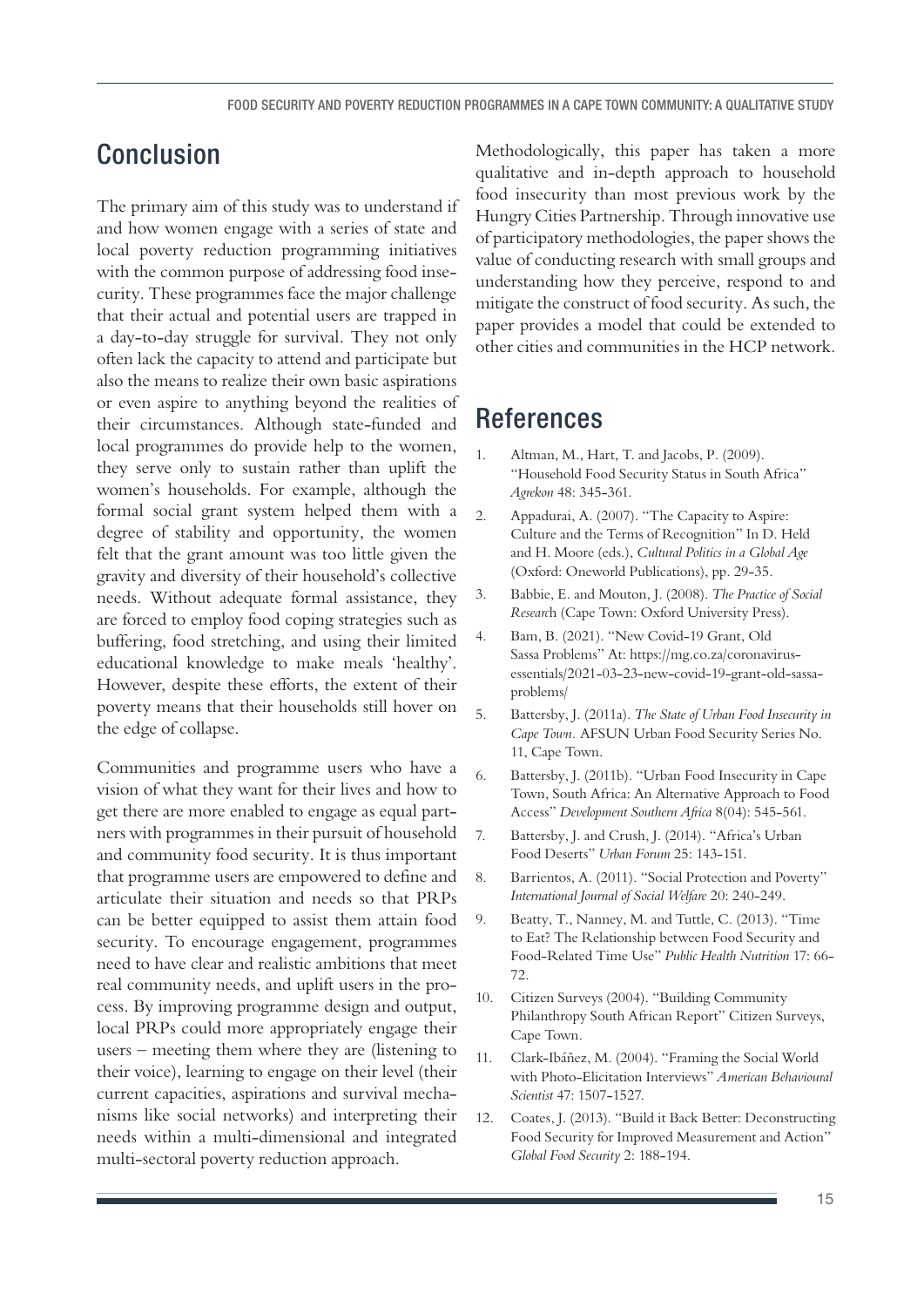## Conclusion

The primary aim of this study was to understand if and how women engage with a series of state and local poverty reduction programming initiatives with the common purpose of addressing food insecurity. These programmes face the major challenge that their actual and potential users are trapped in a day-to-day struggle for survival. They not only often lack the capacity to attend and participate but also the means to realize their own basic aspirations or even aspire to anything beyond the realities of their circumstances. Although state-funded and local programmes do provide help to the women, they serve only to sustain rather than uplift the women's households. For example, although the formal social grant system helped them with a degree of stability and opportunity, the women felt that the grant amount was too little given the gravity and diversity of their household's collective needs. Without adequate formal assistance, they are forced to employ food coping strategies such as buffering, food stretching, and using their limited educational knowledge to make meals 'healthy'. However, despite these efforts, the extent of their poverty means that their households still hover on the edge of collapse.

Communities and programme users who have a vision of what they want for their lives and how to get there are more enabled to engage as equal partners with programmes in their pursuit of household and community food security. It is thus important that programme users are empowered to define and articulate their situation and needs so that PRPs can be better equipped to assist them attain food security. To encourage engagement, programmes need to have clear and realistic ambitions that meet real community needs, and uplift users in the process. By improving programme design and output, local PRPs could more appropriately engage their users – meeting them where they are (listening to their voice), learning to engage on their level (their current capacities, aspirations and survival mechanisms like social networks) and interpreting their needs within a multi-dimensional and integrated multi-sectoral poverty reduction approach.

Methodologically, this paper has taken a more qualitative and in-depth approach to household food insecurity than most previous work by the Hungry Cities Partnership. Through innovative use of participatory methodologies, the paper shows the value of conducting research with small groups and understanding how they perceive, respond to and mitigate the construct of food security. As such, the paper provides a model that could be extended to other cities and communities in the HCP network.

## References

1. Altman, M., Hart, T. and Jacobs, P. (2009). "Household Food Security Status in South Africa" *Agrekon* 48: 345-361.
2. Appadurai, A. (2007). "The Capacity to Aspire: Culture and the Terms of Recognition" In D. Held and H. Moore (eds.), *Cultural Politics in a Global Age* (Oxford: Oneworld Publications), pp. 29-35.
3. Babbie, E. and Mouton, J. (2008). *The Practice of Social Research* (Cape Town: Oxford University Press).
4. Bam, B. (2021). "New Covid-19 Grant, Old Sassa Problems" At: https://mg.co.za/coronavirus-essentials/2021-03-23-new-covid-19-grant-old-sassa-problems/
5. Battersby, J. (2011a). *The State of Urban Food Insecurity in Cape Town.* AFSUN Urban Food Security Series No. 11, Cape Town.
6. Battersby, J. (2011b). "Urban Food Insecurity in Cape Town, South Africa: An Alternative Approach to Food Access" *Development Southern Africa* 8(04): 545-561.
7. Battersby, J. and Crush, J. (2014). "Africa's Urban Food Deserts" *Urban Forum* 25: 143-151.
8. Barrientos, A. (2011). "Social Protection and Poverty" *International Journal of Social Welfare* 20: 240-249.
9. Beatty, T., Nanney, M. and Tuttle, C. (2013). "Time to Eat? The Relationship between Food Security and Food-Related Time Use" *Public Health Nutrition* 17: 66-72.
10. Citizen Surveys (2004). "Building Community Philanthropy South African Report" Citizen Surveys, Cape Town.
11. Clark-Ibáñez, M. (2004). "Framing the Social World with Photo-Elicitation Interviews" *American Behavioural Scientist* 47: 1507-1527.
12. Coates, J. (2013). "Build it Back Better: Deconstructing Food Security for Improved Measurement and Action" *Global Food Security* 2: 188-194.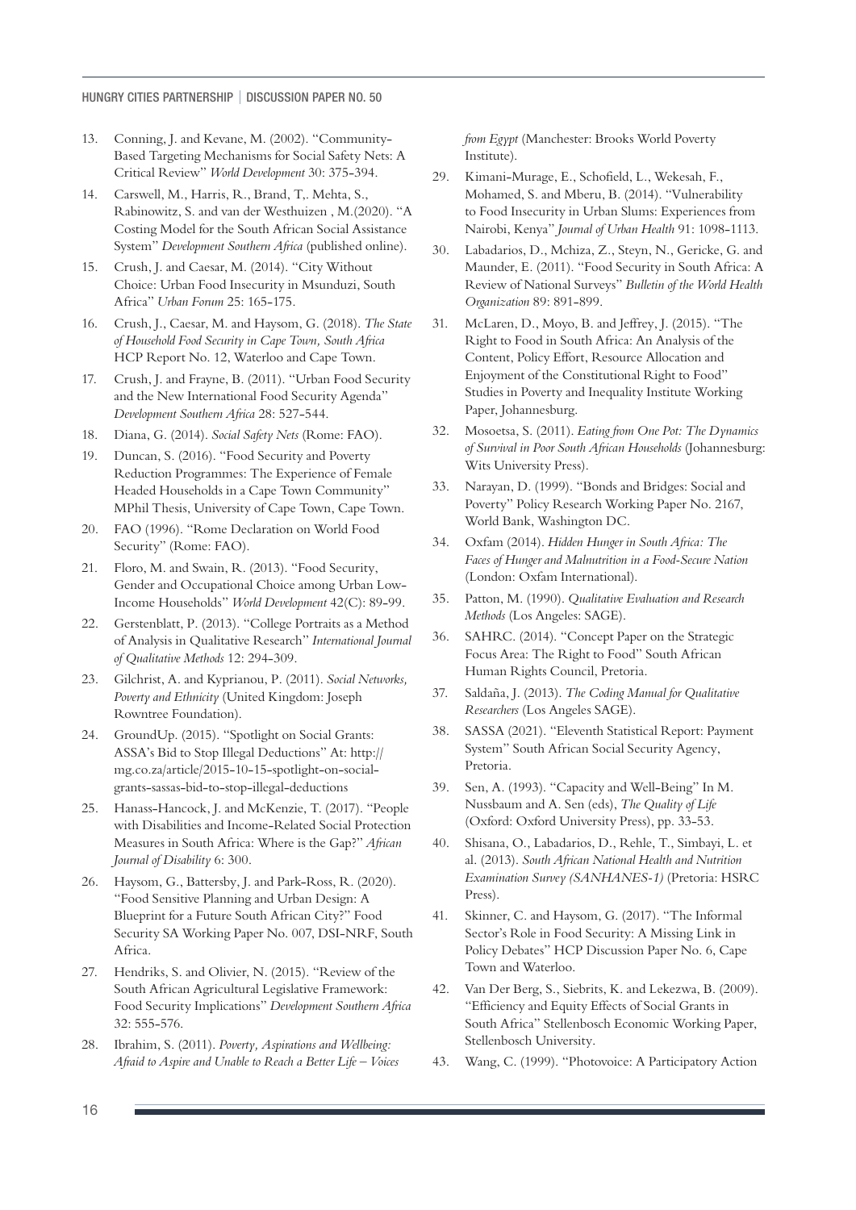13. Conning, J. and Kevane, M. (2002). "Community-Based Targeting Mechanisms for Social Safety Nets: A Critical Review" *World Development* 30: 375-394.
14. Carswell, M., Harris, R., Brand, T,. Mehta, S., Rabinowitz, S. and van der Westhuizen , M.(2020). "A Costing Model for the South African Social Assistance System" *Development Southern Africa* (published online).
15. Crush, J. and Caesar, M. (2014). "City Without Choice: Urban Food Insecurity in Msunduzi, South Africa" *Urban Forum* 25: 165-175.
16. Crush, J., Caesar, M. and Haysom, G. (2018). *The State of Household Food Security in Cape Town, South Africa* HCP Report No. 12, Waterloo and Cape Town.
17. Crush, J. and Frayne, B. (2011). "Urban Food Security and the New International Food Security Agenda" *Development Southern Africa* 28: 527-544.
18. Diana, G. (2014). *Social Safety Nets* (Rome: FAO).
19. Duncan, S. (2016). "Food Security and Poverty Reduction Programmes: The Experience of Female Headed Households in a Cape Town Community" MPhil Thesis, University of Cape Town, Cape Town.
20. FAO (1996). "Rome Declaration on World Food Security" (Rome: FAO).
21. Floro, M. and Swain, R. (2013). "Food Security, Gender and Occupational Choice among Urban Low-Income Households" *World Development* 42(C): 89-99.
22. Gerstenblatt, P. (2013). "College Portraits as a Method of Analysis in Qualitative Research" *International Journal of Qualitative Methods* 12: 294-309.
23. Gilchrist, A. and Kyprianou, P. (2011). *Social Networks, Poverty and Ethnicity* (United Kingdom: Joseph Rowntree Foundation).
24. GroundUp. (2015). "Spotlight on Social Grants: ASSA's Bid to Stop Illegal Deductions" At: http://mg.co.za/article/2015-10-15-spotlight-on-social-grants-sassas-bid-to-stop-illegal-deductions
25. Hanass-Hancock, J. and McKenzie, T. (2017). "People with Disabilities and Income-Related Social Protection Measures in South Africa: Where is the Gap?" *African Journal of Disability* 6: 300.
26. Haysom, G., Battersby, J. and Park-Ross, R. (2020). "Food Sensitive Planning and Urban Design: A Blueprint for a Future South African City?" Food Security SA Working Paper No. 007, DSI-NRF, South Africa.
27. Hendriks, S. and Olivier, N. (2015). "Review of the South African Agricultural Legislative Framework: Food Security Implications" *Development Southern Africa* 32: 555-576.
28. Ibrahim, S. (2011). *Poverty, Aspirations and Wellbeing: Afraid to Aspire and Unable to Reach a Better Life – Voices from Egypt* (Manchester: Brooks World Poverty Institute).
29. Kimani-Murage, E., Schofield, L., Wekesah, F., Mohamed, S. and Mberu, B. (2014). "Vulnerability to Food Insecurity in Urban Slums: Experiences from Nairobi, Kenya" *Journal of Urban Health* 91: 1098-1113.
30. Labadarios, D., Mchiza, Z., Steyn, N., Gericke, G. and Maunder, E. (2011). "Food Security in South Africa: A Review of National Surveys" *Bulletin of the World Health Organization* 89: 891-899.
31. McLaren, D., Moyo, B. and Jeffrey, J. (2015). "The Right to Food in South Africa: An Analysis of the Content, Policy Effort, Resource Allocation and Enjoyment of the Constitutional Right to Food" Studies in Poverty and Inequality Institute Working Paper, Johannesburg.
32. Mosoetsa, S. (2011). *Eating from One Pot: The Dynamics of Survival in Poor South African Households* (Johannesburg: Wits University Press).
33. Narayan, D. (1999). "Bonds and Bridges: Social and Poverty" Policy Research Working Paper No. 2167, World Bank, Washington DC.
34. Oxfam (2014). *Hidden Hunger in South Africa: The Faces of Hunger and Malnutrition in a Food-Secure Nation* (London: Oxfam International).
35. Patton, M. (1990). *Qualitative Evaluation and Research Methods* (Los Angeles: SAGE).
36. SAHRC. (2014). "Concept Paper on the Strategic Focus Area: The Right to Food" South African Human Rights Council, Pretoria.
37. Saldaña, J. (2013). *The Coding Manual for Qualitative Researchers* (Los Angeles SAGE).
38. SASSA (2021). "Eleventh Statistical Report: Payment System" South African Social Security Agency, Pretoria.
39. Sen, A. (1993). "Capacity and Well-Being" In M. Nussbaum and A. Sen (eds), *The Quality of Life* (Oxford: Oxford University Press), pp. 33-53.
40. Shisana, O., Labadarios, D., Rehle, T., Simbayi, L. et al. (2013). *South African National Health and Nutrition Examination Survey (SANHANES-1)* (Pretoria: HSRC Press).
41. Skinner, C. and Haysom, G. (2017). "The Informal Sector's Role in Food Security: A Missing Link in Policy Debates" HCP Discussion Paper No. 6, Cape Town and Waterloo.
42. Van Der Berg, S., Siebrits, K. and Lekezwa, B. (2009). "Efficiency and Equity Effects of Social Grants in South Africa" Stellenbosch Economic Working Paper, Stellenbosch University.
43. Wang, C. (1999). "Photovoice: A Participatory Action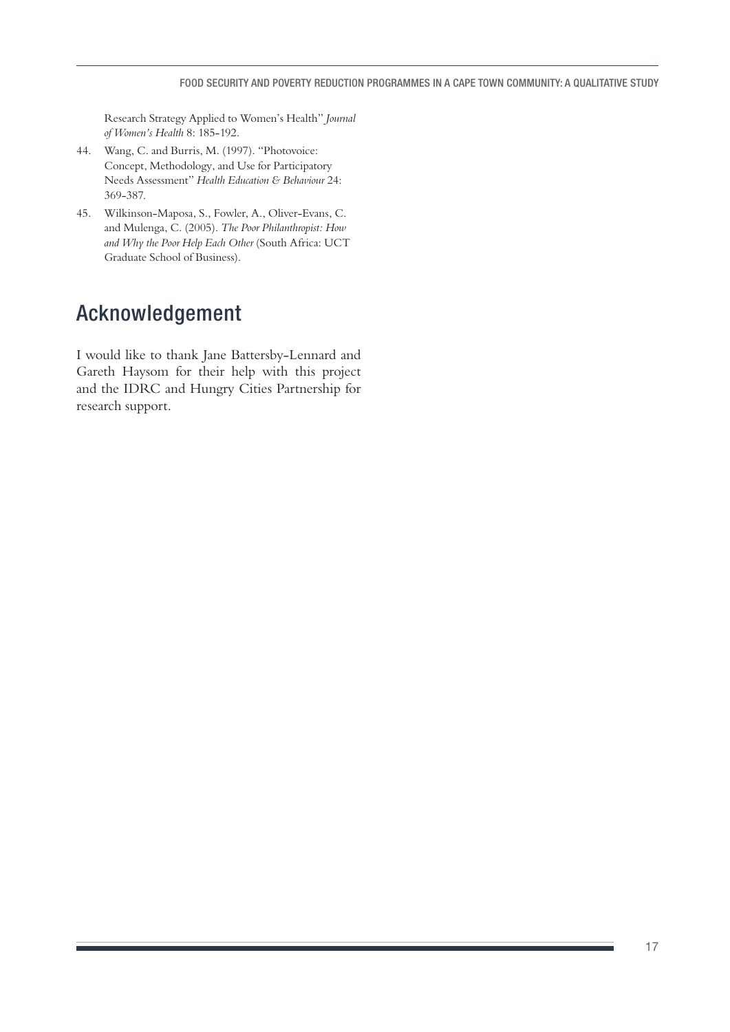Research Strategy Applied to Women's Health" *Journal of Women's Health* 8: 185-192.

44. Wang, C. and Burris, M. (1997). "Photovoice: Concept, Methodology, and Use for Participatory Needs Assessment" *Health Education & Behaviour* 24: 369-387.
45. Wilkinson-Maposa, S., Fowler, A., Oliver-Evans, C. and Mulenga, C. (2005). *The Poor Philanthropist: How and Why the Poor Help Each Other* (South Africa: UCT Graduate School of Business).

## Acknowledgement

I would like to thank Jane Battersby-Lennard and Gareth Haysom for their help with this project and the IDRC and Hungry Cities Partnership for research support.